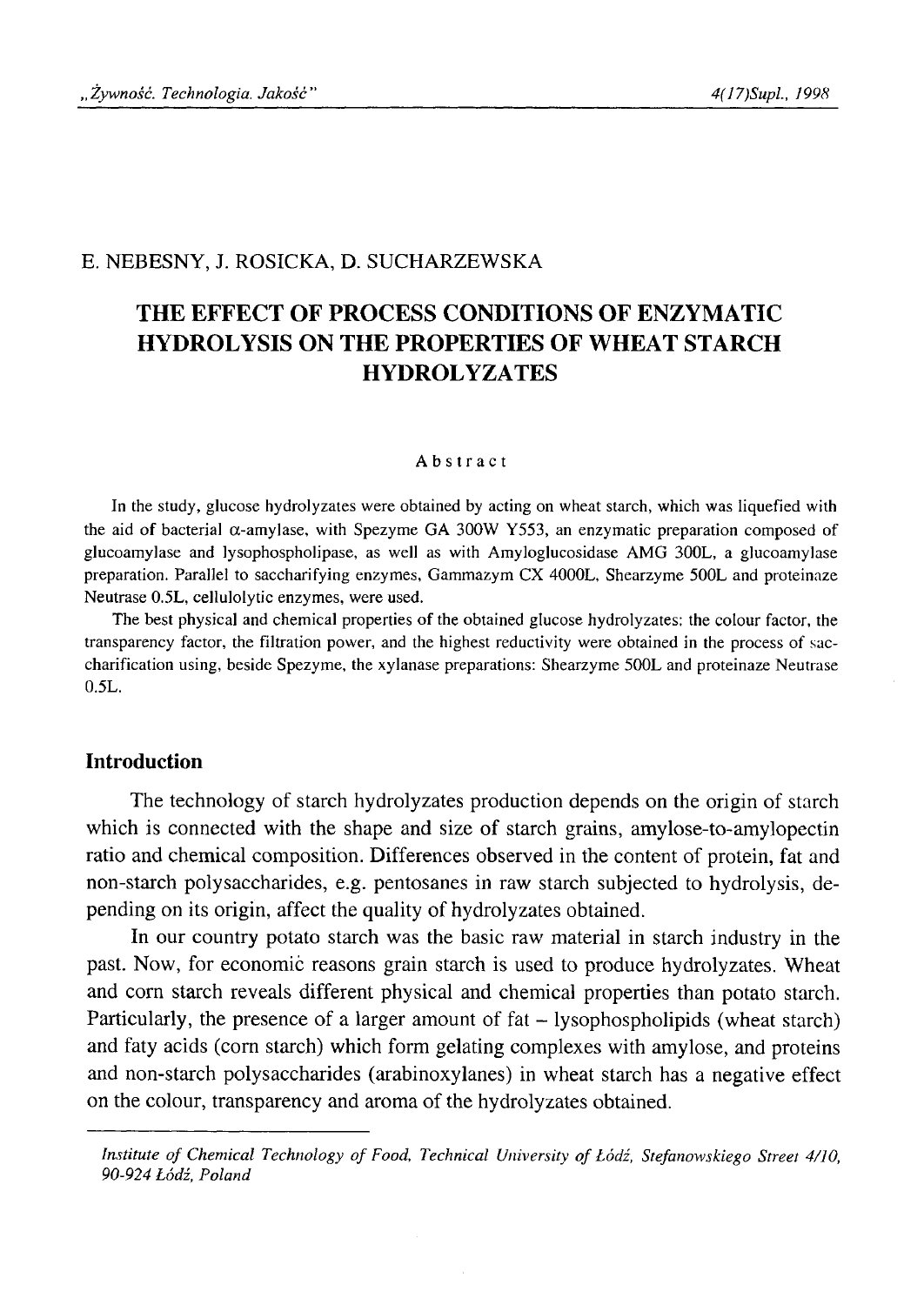E. NEBESNY, J. ROSICKA, D. SUCHARZEWSKA

# THE EFFECT OF PROCESS CONDITIONS OF ENZYMATIC HYDROLYSIS ON THE PROPERTIES OF WHEAT STARCH HYDROLYZATES

### Abstract

In the study, glucose hydrolyzates were obtained by acting on wheat starch, which was liquefied with the aid of bacterial α-amylase, with Spezyme GA 300W Y553, an enzymatic preparation composed of glucoamylase and lysophospholipase, as well as with Amyloglucosidase AMG 300L, a glucoamylase preparation. Parallel to saccharifying enzymes, Gammazym CX 4000L, Shearzyme 500L and proteinaze Neutrase 0.5L, cellulolytic enzymes, were used.

The best physical and chemical properties of the obtained glucose hydrolyzates: the colour factor, the transparency factor, the filtration power, and the highest reductivity were obtained in the process of saccharification using, beside Spezyme, the xylanase preparations: Shearzyme 500L and proteinaze Neutrase 0.5L.

## Introduction

The technology of starch hydrolyzates production depends on the origin of starch which is connected with the shape and size of starch grains, amylose-to-amylopectin ratio and chemical composition. Differences observed in the content of protein, fat and non-starch polysaccharides, e.g. pentosanes in raw starch subjected to hydrolysis, depending on its origin, affect the quality of hydrolyzates obtained.

In our country potato starch was the basic raw material in starch industry in the past. Now, for economic reasons grain starch is used to produce hydrolyzates. Wheat and corn starch reveals different physical and chemical properties than potato starch. Particularly, the presence of a larger amount of fat – lysophospholipids (wheat starch) and faty acids (corn starch) which form gelating complexes with amylose, and proteins and non-starch polysaccharides (arabinoxylanes) in wheat starch has a negative effect on the colour, transparency and aroma of the hydrolyzates obtained.

---

*Institute of Chemical Technology of Food, Technical University of Łódź, Stefanowskiego Street 4/10, 90-924 Łódź, Poland*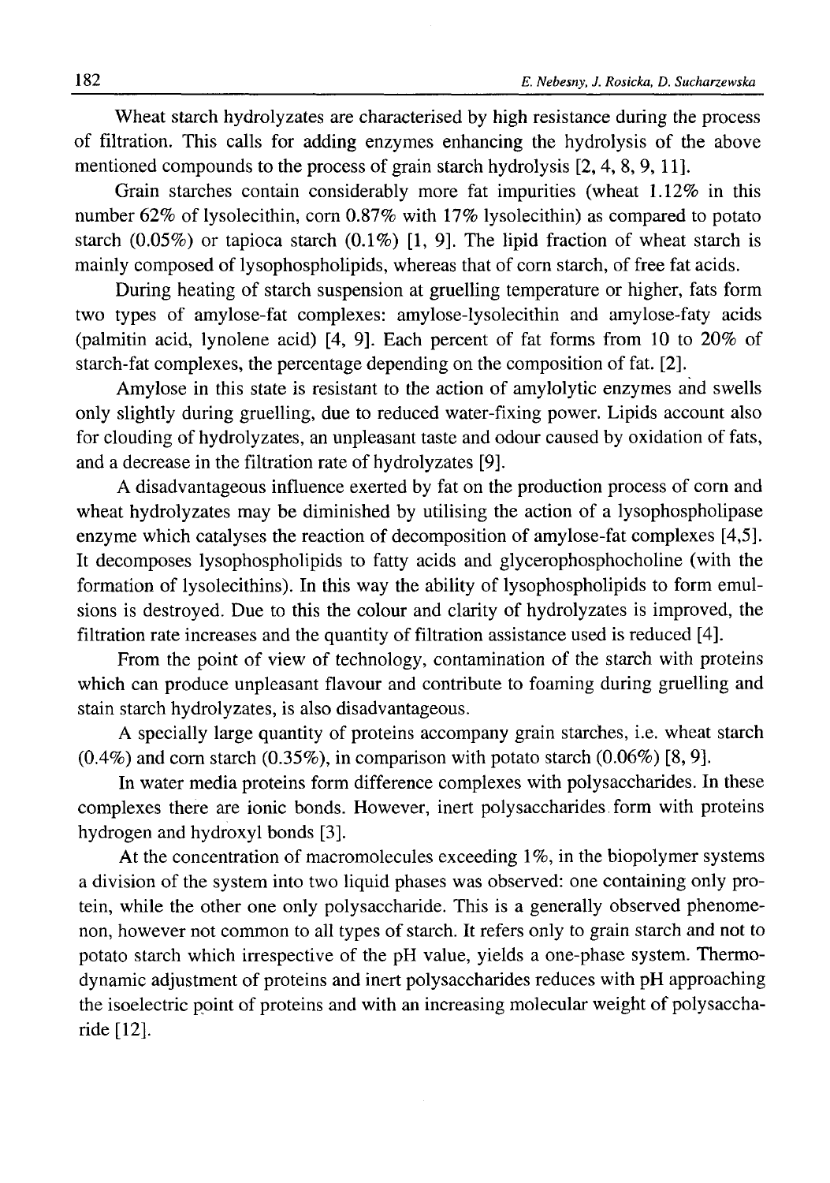Wheat starch hydrolyzates are characterised by high resistance during the process of filtration. This calls for adding enzymes enhancing the hydrolysis of the above mentioned compounds to the process of grain starch hydrolysis [2, 4, 8, 9, 11].

Grain starches contain considerably more fat impurities (wheat 1.12% in this number 62% of lysolecithin, corn 0.87% with 17% lysolecithin) as compared to potato starch (0.05%) or tapioca starch (0.1%) [1, 9]. The lipid fraction of wheat starch is mainly composed of lysophospholipids, whereas that of corn starch, of free fat acids.

During heating of starch suspension at gruelling temperature or higher, fats form two types of amylose-fat complexes: amylose-lysolecithin and amylose-faty acids (palmitin acid, lynolene acid) [4, 9]. Each percent of fat forms from 10 to 20% of starch-fat complexes, the percentage depending on the composition of fat. [2].

Amylose in this state is resistant to the action of amylolytic enzymes and swells only slightly during gruelling, due to reduced water-fixing power. Lipids account also for clouding of hydrolyzates, an unpleasant taste and odour caused by oxidation of fats, and a decrease in the filtration rate of hydrolyzates [9].

A disadvantageous influence exerted by fat on the production process of corn and wheat hydrolyzates may be diminished by utilising the action of a lysophospholipase enzyme which catalyses the reaction of decomposition of amylose-fat complexes [4,5]. It decomposes lysophospholipids to fatty acids and glycerophosphocholine (with the formation of lysolecithins). In this way the ability of lysophospholipids to form emulsions is destroyed. Due to this the colour and clarity of hydrolyzates is improved, the filtration rate increases and the quantity of filtration assistance used is reduced [4].

From the point of view of technology, contamination of the starch with proteins which can produce unpleasant flavour and contribute to foaming during gruelling and stain starch hydrolyzates, is also disadvantageous.

A specially large quantity of proteins accompany grain starches, i.e. wheat starch (0.4%) and corn starch (0.35%), in comparison with potato starch (0.06%) [8, 9].

In water media proteins form difference complexes with polysaccharides. In these complexes there are ionic bonds. However, inert polysaccharides form with proteins hydrogen and hydroxyl bonds [3].

At the concentration of macromolecules exceeding 1%, in the biopolymer systems a division of the system into two liquid phases was observed: one containing only protein, while the other one only polysaccharide. This is a generally observed phenomenon, however not common to all types of starch. It refers only to grain starch and not to potato starch which irrespective of the pH value, yields a one-phase system. Thermodynamic adjustment of proteins and inert polysaccharides reduces with pH approaching the isoelectric point of proteins and with an increasing molecular weight of polysaccharide [12].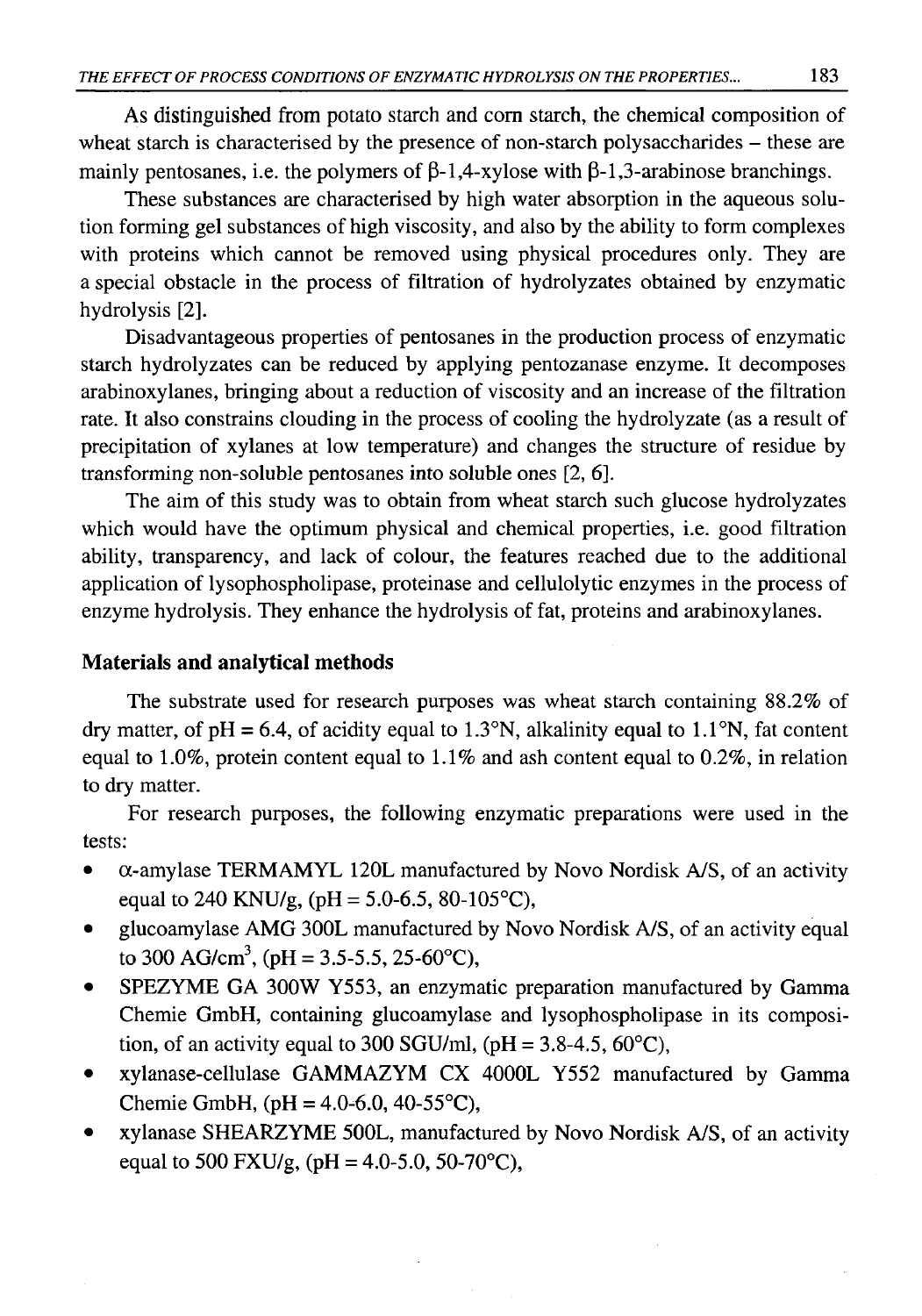As distinguished from potato starch and corn starch, the chemical composition of wheat starch is characterised by the presence of non-starch polysaccharides – these are mainly pentosanes, i.e. the polymers of β-1,4-xylose with β-1,3-arabinose branchings.

These substances are characterised by high water absorption in the aqueous solution forming gel substances of high viscosity, and also by the ability to form complexes with proteins which cannot be removed using physical procedures only. They are a special obstacle in the process of filtration of hydrolyzates obtained by enzymatic hydrolysis [2].

Disadvantageous properties of pentosanes in the production process of enzymatic starch hydrolyzates can be reduced by applying pentozanase enzyme. It decomposes arabinoxylanes, bringing about a reduction of viscosity and an increase of the filtration rate. It also constrains clouding in the process of cooling the hydrolyzate (as a result of precipitation of xylanes at low temperature) and changes the structure of residue by transforming non-soluble pentosanes into soluble ones [2, 6].

The aim of this study was to obtain from wheat starch such glucose hydrolyzates which would have the optimum physical and chemical properties, i.e. good filtration ability, transparency, and lack of colour, the features reached due to the additional application of lysophospholipase, proteinase and cellulolytic enzymes in the process of enzyme hydrolysis. They enhance the hydrolysis of fat, proteins and arabinoxylanes.

## Materials and analytical methods

The substrate used for research purposes was wheat starch containing 88.2% of dry matter, of pH = 6.4, of acidity equal to 1.3°N, alkalinity equal to 1.1°N, fat content equal to 1.0%, protein content equal to 1.1% and ash content equal to 0.2%, in relation to dry matter.

For research purposes, the following enzymatic preparations were used in the tests:

- α-amylase TERMAMYL 120L manufactured by Novo Nordisk A/S, of an activity equal to 240 KNU/g, (pH = 5.0-6.5, 80-105°C),
- glucoamylase AMG 300L manufactured by Novo Nordisk A/S, of an activity equal to 300 AG/cm$^3$, (pH = 3.5-5.5, 25-60°C),
- SPEZYME GA 300W Y553, an enzymatic preparation manufactured by Gamma Chemie GmbH, containing glucoamylase and lysophospholipase in its composition, of an activity equal to 300 SGU/ml, (pH = 3.8-4.5, 60°C),
- xylanase-cellulase GAMMAZYM CX 4000L Y552 manufactured by Gamma Chemie GmbH, (pH = 4.0-6.0, 40-55°C),
- xylanase SHEARZYME 500L, manufactured by Novo Nordisk A/S, of an activity equal to 500 FXU/g, (pH = 4.0-5.0, 50-70°C),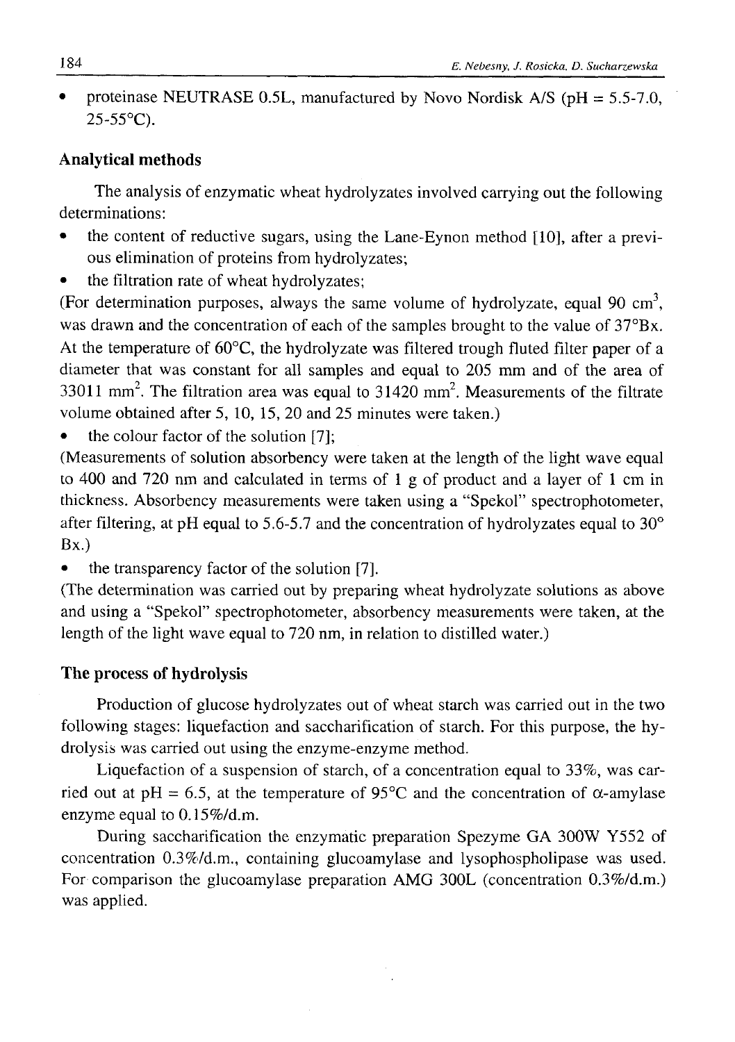- proteinase NEUTRASE 0.5L, manufactured by Novo Nordisk A/S (pH = 5.5-7.0, 25-55°C).

## Analytical methods

The analysis of enzymatic wheat hydrolyzates involved carrying out the following determinations:

- the content of reductive sugars, using the Lane-Eynon method [10], after a previous elimination of proteins from hydrolyzates;
- the filtration rate of wheat hydrolyzates;

(For determination purposes, always the same volume of hydrolyzate, equal 90 cm$^3$, was drawn and the concentration of each of the samples brought to the value of 37°Bx. At the temperature of 60°C, the hydrolyzate was filtered trough fluted filter paper of a diameter that was constant for all samples and equal to 205 mm and of the area of 33011 mm$^2$. The filtration area was equal to 31420 mm$^2$. Measurements of the filtrate volume obtained after 5, 10, 15, 20 and 25 minutes were taken.)

- the colour factor of the solution [7];

(Measurements of solution absorbency were taken at the length of the light wave equal to 400 and 720 nm and calculated in terms of 1 g of product and a layer of 1 cm in thickness. Absorbency measurements were taken using a "Spekol" spectrophotometer, after filtering, at pH equal to 5.6-5.7 and the concentration of hydrolyzates equal to 30° Bx.)

- the transparency factor of the solution [7].

(The determination was carried out by preparing wheat hydrolyzate solutions as above and using a "Spekol" spectrophotometer, absorbency measurements were taken, at the length of the light wave equal to 720 nm, in relation to distilled water.)

## The process of hydrolysis

Production of glucose hydrolyzates out of wheat starch was carried out in the two following stages: liquefaction and saccharification of starch. For this purpose, the hydrolysis was carried out using the enzyme-enzyme method.

Liquefaction of a suspension of starch, of a concentration equal to 33%, was carried out at pH = 6.5, at the temperature of 95°C and the concentration of $\alpha$-amylase enzyme equal to 0.15%/d.m.

During saccharification the enzymatic preparation Spezyme GA 300W Y552 of concentration 0.3%/d.m., containing glucoamylase and lysophospholipase was used. For comparison the glucoamylase preparation AMG 300L (concentration 0.3%/d.m.) was applied.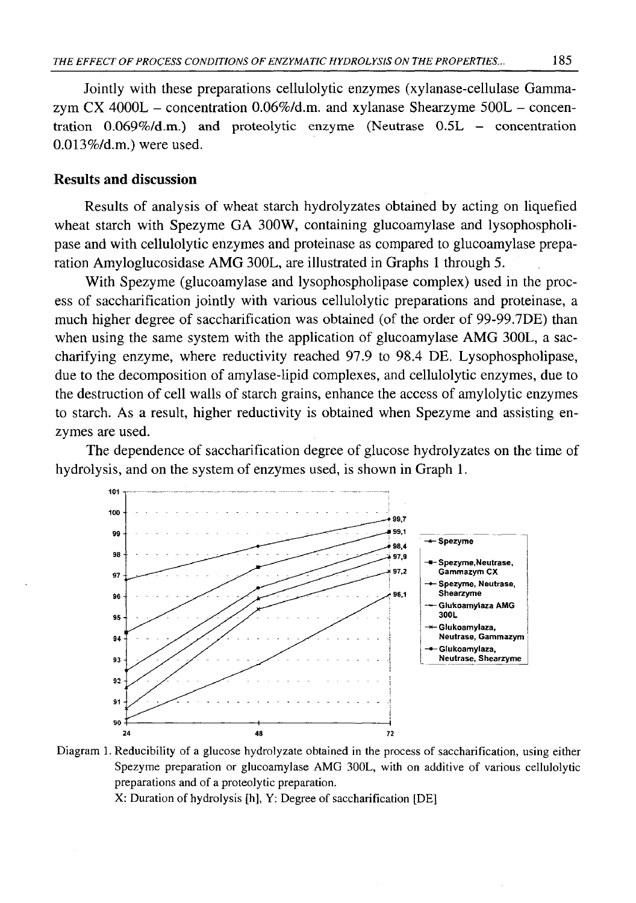Jointly with these preparations cellulolytic enzymes (xylanase-cellulase Gammazym CX 4000L – concentration 0.06%/d.m. and xylanase Shearzyme 500L – concentration 0.069%/d.m.) and proteolytic enzyme (Neutrase 0.5L – concentration 0.013%/d.m.) were used.

## Results and discussion

Results of analysis of wheat starch hydrolyzates obtained by acting on liquefied wheat starch with Spezyme GA 300W, containing glucoamylase and lysophospholipase and with cellulolytic enzymes and proteinase as compared to glucoamylase preparation Amyloglucosidase AMG 300L, are illustrated in Graphs 1 through 5.

With Spezyme (glucoamylase and lysophospholipase complex) used in the process of saccharification jointly with various cellulolytic preparations and proteinase, a much higher degree of saccharification was obtained (of the order of 99-99.7DE) than when using the same system with the application of glucoamylase AMG 300L, a saccharifying enzyme, where reductivity reached 97.9 to 98.4 DE. Lysophospholipase, due to the decomposition of amylase-lipid complexes, and cellulolytic enzymes, due to the destruction of cell walls of starch grains, enhance the access of amylolytic enzymes to starch. As a result, higher reductivity is obtained when Spezyme and assisting enzymes are used.

The dependence of saccharification degree of glucose hydrolyzates on the time of hydrolysis, and on the system of enzymes used, is shown in Graph 1.

Diagram 1. Reducibility of a glucose hydrolyzate obtained in the process of saccharification, using either Spezyme preparation or glucoamylase AMG 300L, with on additive of various cellulolytic preparations and of a proteolytic preparation.
X: Duration of hydrolysis [h], Y: Degree of saccharification [DE]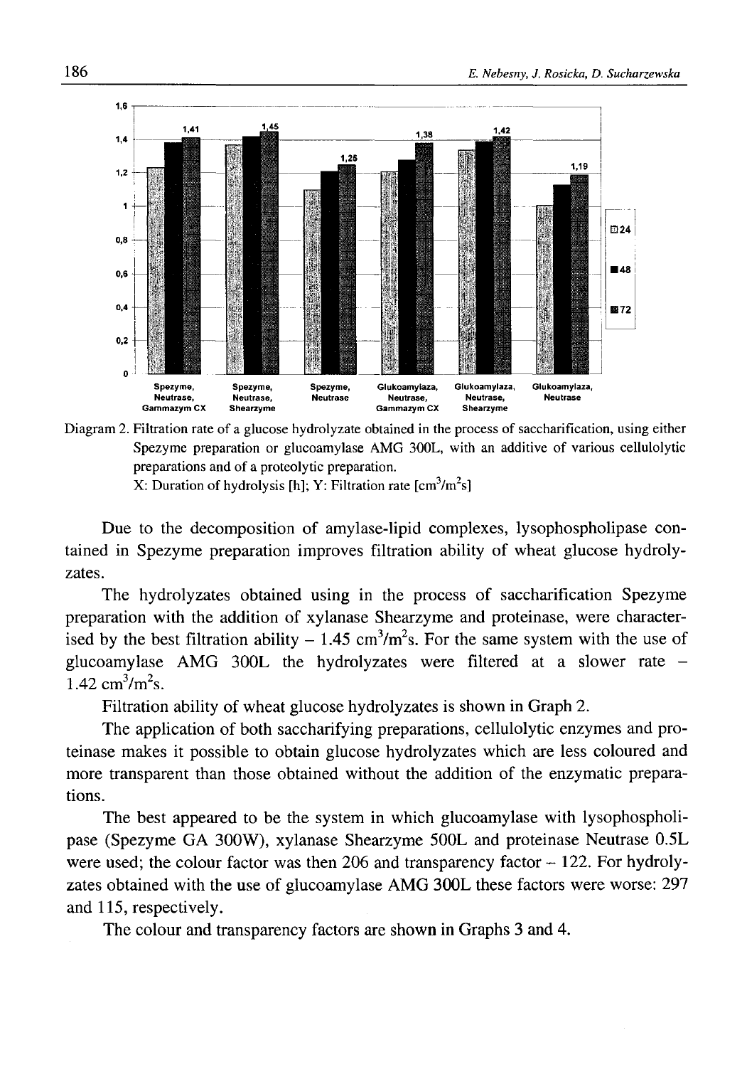Diagram 2. Filtration rate of a glucose hydrolyzate obtained in the process of saccharification, using either Spezyme preparation or glucoamylase AMG 300L, with an additive of various cellulolytic preparations and of a proteolytic preparation.
X: Duration of hydrolysis [h]; Y: Filtration rate [$cm^3/m^2s$]

Due to the decomposition of amylase-lipid complexes, lysophospholipase contained in Spezyme preparation improves filtration ability of wheat glucose hydrolyzates.

The hydrolyzates obtained using in the process of saccharification Spezyme preparation with the addition of xylanase Shearzyme and proteinase, were characterised by the best filtration ability – 1.45 $cm^3/m^2s$. For the same system with the use of glucoamylase AMG 300L the hydrolyzates were filtered at a slower rate – 1.42 $cm^3/m^2s$.

Filtration ability of wheat glucose hydrolyzates is shown in Graph 2.

The application of both saccharifying preparations, cellulolytic enzymes and proteinase makes it possible to obtain glucose hydrolyzates which are less coloured and more transparent than those obtained without the addition of the enzymatic preparations.

The best appeared to be the system in which glucoamylase with lysophospholipase (Spezyme GA 300W), xylanase Shearzyme 500L and proteinase Neutrase 0.5L were used; the colour factor was then 206 and transparency factor – 122. For hydrolyzates obtained with the use of glucoamylase AMG 300L these factors were worse: 297 and 115, respectively.

The colour and transparency factors are shown in Graphs 3 and 4.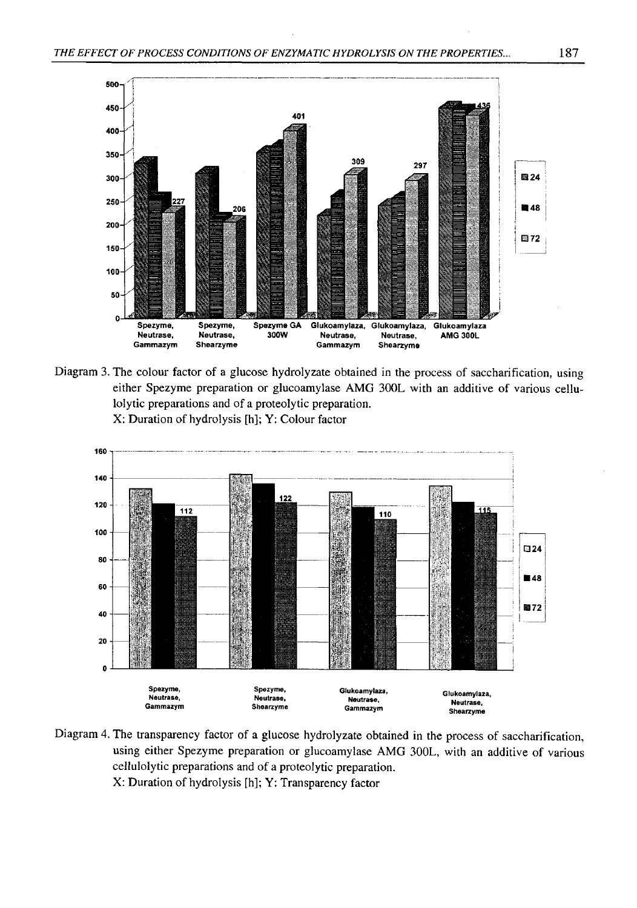Diagram 3. The colour factor of a glucose hydrolyzate obtained in the process of saccharification, using either Spezyme preparation or glucoamylase AMG 300L with an additive of various cellulolytic preparations and of a proteolytic preparation.
X: Duration of hydrolysis [h]; Y: Colour factor

Diagram 4. The transparency factor of a glucose hydrolyzate obtained in the process of saccharification, using either Spezyme preparation or glucoamylase AMG 300L, with an additive of various cellulolytic preparations and of a proteolytic preparation.
X: Duration of hydrolysis [h]; Y: Transparency factor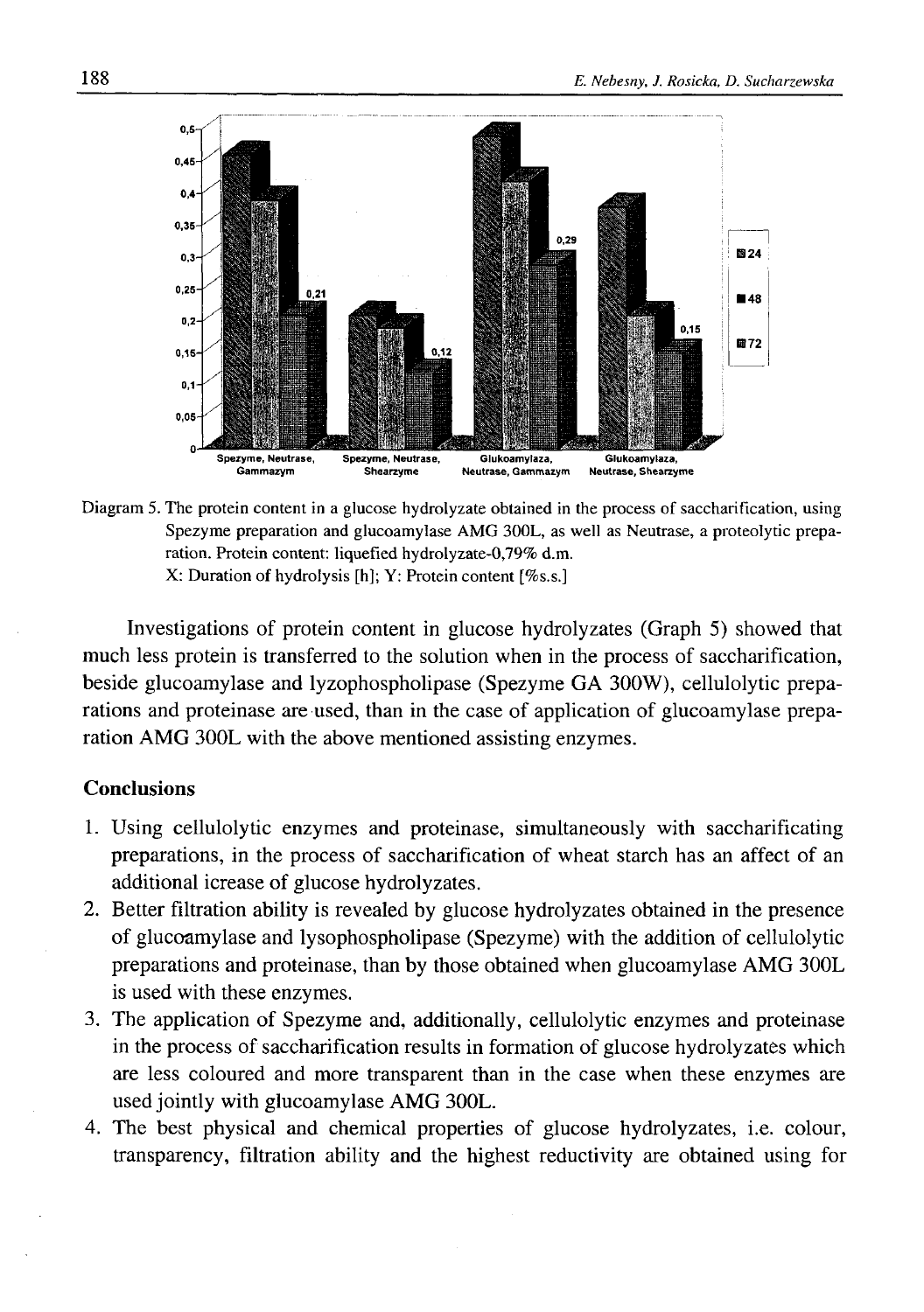Diagram 5. The protein content in a glucose hydrolyzate obtained in the process of saccharification, using Spezyme preparation and glucoamylase AMG 300L, as well as Neutrase, a proteolytic preparation. Protein content: liquefied hydrolyzate-0,79% d.m.
X: Duration of hydrolysis [h]; Y: Protein content [%s.s.]

Investigations of protein content in glucose hydrolyzates (Graph 5) showed that much less protein is transferred to the solution when in the process of saccharification, beside glucoamylase and lyzophospholipase (Spezyme GA 300W), cellulolytic preparations and proteinase are used, than in the case of application of glucoamylase preparation AMG 300L with the above mentioned assisting enzymes.

## Conclusions

1. Using cellulolytic enzymes and proteinase, simultaneously with saccharificating preparations, in the process of saccharification of wheat starch has an affect of an additional icrease of glucose hydrolyzates.
2. Better filtration ability is revealed by glucose hydrolyzates obtained in the presence of glucoamylase and lysophospholipase (Spezyme) with the addition of cellulolytic preparations and proteinase, than by those obtained when glucoamylase AMG 300L is used with these enzymes.
3. The application of Spezyme and, additionally, cellulolytic enzymes and proteinase in the process of saccharification results in formation of glucose hydrolyzates which are less coloured and more transparent than in the case when these enzymes are used jointly with glucoamylase AMG 300L.
4. The best physical and chemical properties of glucose hydrolyzates, i.e. colour, transparency, filtration ability and the highest reductivity are obtained using for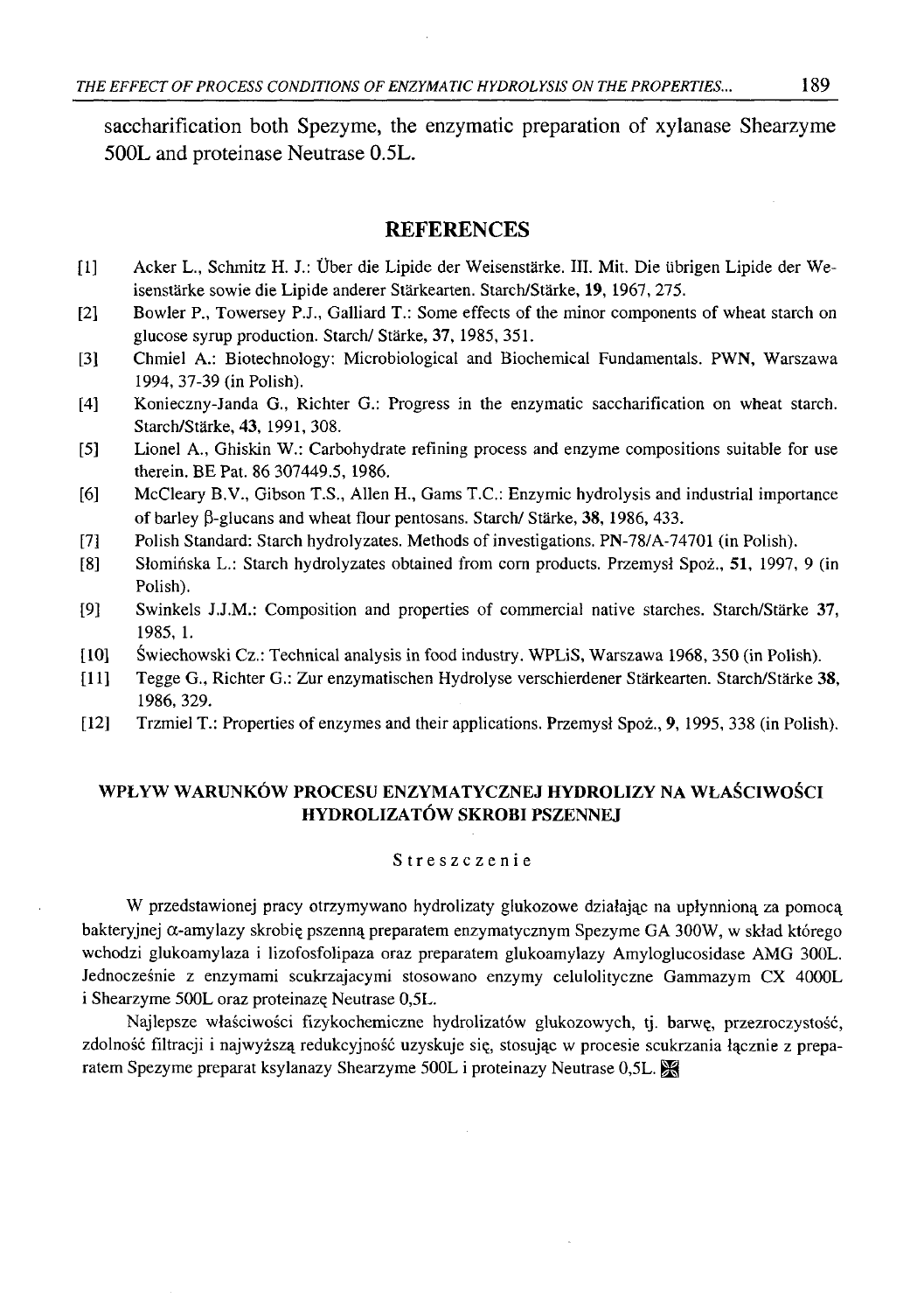saccharification both Spezyme, the enzymatic preparation of xylanase Shearzyme 500L and proteinase Neutrase 0.5L.

## REFERENCES

[1] Acker L., Schmitz H. J.: Über die Lipide der Weisenstärke. III. Mit. Die übrigen Lipide der Weisenstärke sowie die Lipide anderer Stärkearten. Starch/Stärke, **19**, 1967, 275.

[2] Bowler P., Towersey P.J., Galliard T.: Some effects of the minor components of wheat starch on glucose syrup production. Starch/ Stärke, **37**, 1985, 351.

[3] Chmiel A.: Biotechnology: Microbiological and Biochemical Fundamentals. PWN, Warszawa 1994, 37-39 (in Polish).

[4] Konieczny-Janda G., Richter G.: Progress in the enzymatic saccharification on wheat starch. Starch/Stärke, **43**, 1991, 308.

[5] Lionel A., Ghiskin W.: Carbohydrate refining process and enzyme compositions suitable for use therein. BE Pat. 86 307449.5, 1986.

[6] McCleary B.V., Gibson T.S., Allen H., Gams T.C.: Enzymic hydrolysis and industrial importance of barley β-glucans and wheat flour pentosans. Starch/ Stärke, **38**, 1986, 433.

[7] Polish Standard: Starch hydrolyzates. Methods of investigations. PN-78/A-74701 (in Polish).

[8] Słomińska L.: Starch hydrolyzates obtained from corn products. Przemysł Spoż., **51**, 1997, 9 (in Polish).

[9] Swinkels J.J.M.: Composition and properties of commercial native starches. Starch/Stärke **37**, 1985, 1.

[10] Świechowski Cz.: Technical analysis in food industry. WPLiS, Warszawa 1968, 350 (in Polish).

[11] Tegge G., Richter G.: Zur enzymatischen Hydrolyse verschierdener Stärkearten. Starch/Stärke **38**, 1986, 329.

[12] Trzmiel T.: Properties of enzymes and their applications. Przemysł Spoż., **9**, 1995, 338 (in Polish).

## WPŁYW WARUNKÓW PROCESU ENZYMATYCZNEJ HYDROLIZY NA WŁAŚCIWOŚCI HYDROLIZATÓW SKROBI PSZENNEJ

### Streszczenie

W przedstawionej pracy otrzymywano hydrolizaty glukozowe działając na upłynnioną za pomocą bakteryjnej α-amylazy skrobię pszenną preparatem enzymatycznym Spezyme GA 300W, w skład którego wchodzi glukoamylaza i lizofosfolipaza oraz preparatem glukoamylazy Amyloglucosidase AMG 300L. Jednocześnie z enzymami scukrzajacymi stosowano enzymy celulolityczne Gammazym CX 4000L i Shearzyme 500L oraz proteinazę Neutrase 0,5L.

Najlepsze właściwości fizykochemiczne hydrolizatów glukozowych, tj. barwę, przezroczystość, zdolność filtracji i najwyższą redukcyjność uzyskuje się, stosując w procesie scukrzania łącznie z preparatem Spezyme preparat ksylanazy Shearzyme 500L i proteinazy Neutrase 0,5L.